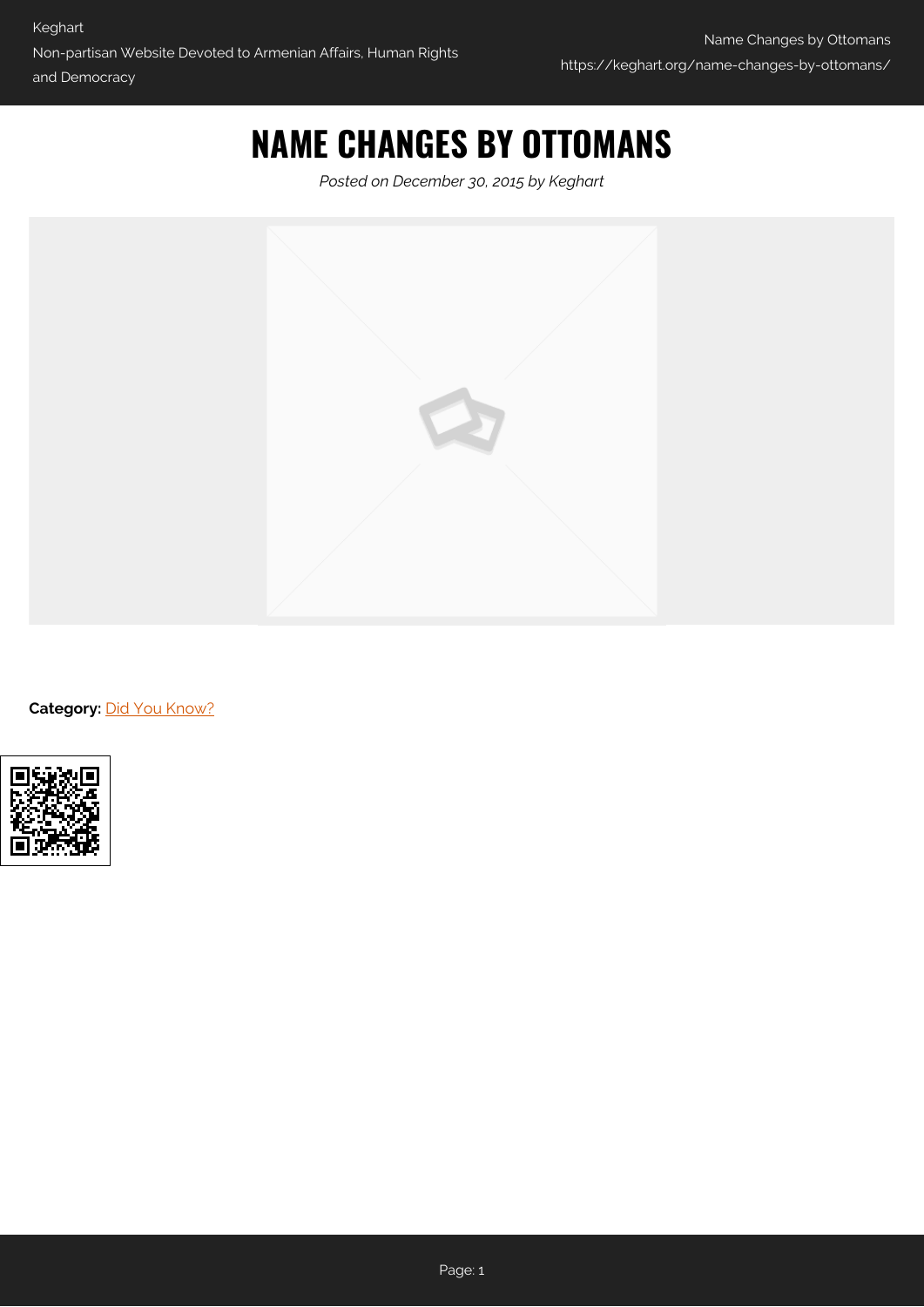# NAME CHANGES BY OTTOMANS

*Posted on December 30, 2015 by Keghart*

**Category:** Did You Know?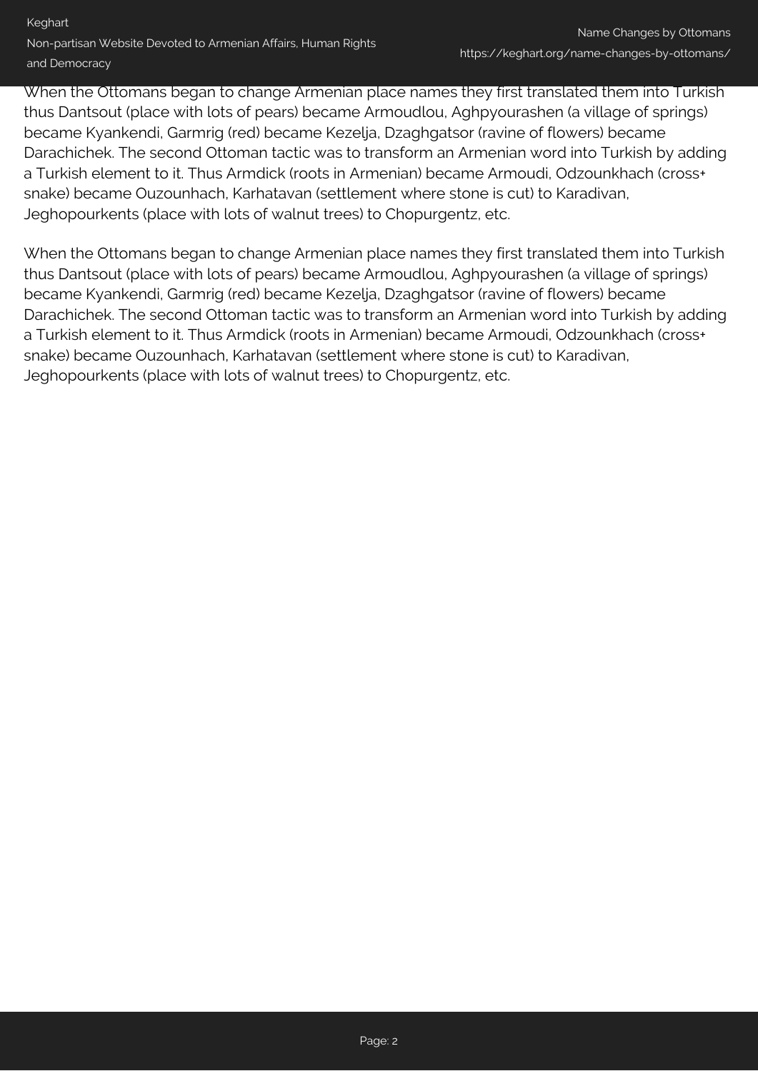When the Ottomans began to change Armenian place names they first translated them into Turkish thus Dantsout (place with lots of pears) became Armoudlou, Aghpyourashen (a village of springs) became Kyankendi, Garmrig (red) became Kezelja, Dzaghgatsor (ravine of flowers) became Darachichek. The second Ottoman tactic was to transform an Armenian word into Turkish by adding a Turkish element to it. Thus Armdick (roots in Armenian) became Armoudi, Odzounkhach (cross+ snake) became Ouzounhach, Karhatavan (settlement where stone is cut) to Karadivan, Jeghopourkents (place with lots of walnut trees) to Chopurgentz, etc.

When the Ottomans began to change Armenian place names they first translated them into Turkish thus Dantsout (place with lots of pears) became Armoudlou, Aghpyourashen (a village of springs) became Kyankendi, Garmrig (red) became Kezelja, Dzaghgatsor (ravine of flowers) became Darachichek. The second Ottoman tactic was to transform an Armenian word into Turkish by adding a Turkish element to it. Thus Armdick (roots in Armenian) became Armoudi, Odzounkhach (cross+ snake) became Ouzounhach, Karhatavan (settlement where stone is cut) to Karadivan, Jeghopourkents (place with lots of walnut trees) to Chopurgentz, etc.